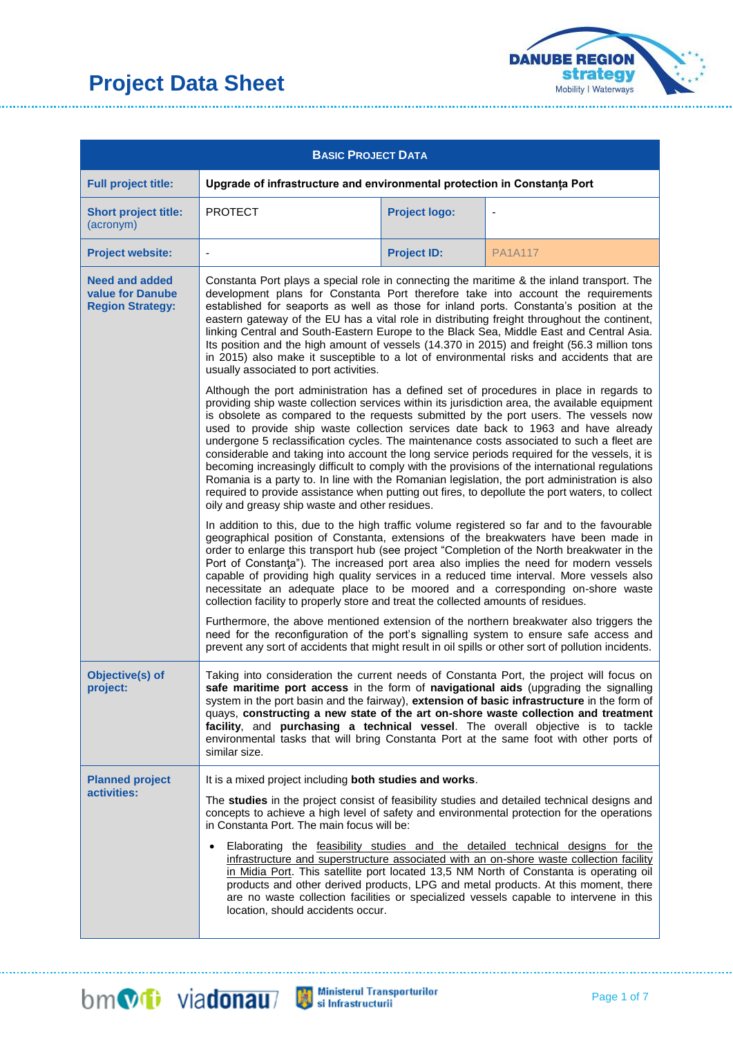# Project Data Sheet

| **BASIC PROJECT DATA** | | | |
|---|---|---|---|
| **Full project title:** | **Upgrade of infrastructure and environmental protection in Constanța Port** | | |
| **Short project title:** (acronym) | PROTECT | **Project logo:** | - |
| **Project website:** | - | **Project ID:** | PA1A117 |
| **Need and added value for Danube Region Strategy:** | Constanta Port plays a special role in connecting the maritime & the inland transport. The development plans for Constanta Port therefore take into account the requirements established for seaports as well as those for inland ports. Constanta's position at the eastern gateway of the EU has a vital role in distributing freight throughout the continent, linking Central and South-Eastern Europe to the Black Sea, Middle East and Central Asia. Its position and the high amount of vessels (14.370 in 2015) and freight (56.3 million tons in 2015) also make it susceptible to a lot of environmental risks and accidents that are usually associated to port activities.<br><br>Although the port administration has a defined set of procedures in place in regards to providing ship waste collection services within its jurisdiction area, the available equipment is obsolete as compared to the requests submitted by the port users. The vessels now used to provide ship waste collection services date back to 1963 and have already undergone 5 reclassification cycles. The maintenance costs associated to such a fleet are considerable and taking into account the long service periods required for the vessels, it is becoming increasingly difficult to comply with the provisions of the international regulations Romania is a party to. In line with the Romanian legislation, the port administration is also required to provide assistance when putting out fires, to depollute the port waters, to collect oily and greasy ship waste and other residues.<br><br>In addition to this, due to the high traffic volume registered so far and to the favourable geographical position of Constanta, extensions of the breakwaters have been made in order to enlarge this transport hub (see project "Completion of the North breakwater in the Port of Constanţa"). The increased port area also implies the need for modern vessels capable of providing high quality services in a reduced time interval. More vessels also necessitate an adequate place to be moored and a corresponding on-shore waste collection facility to properly store and treat the collected amounts of residues.<br><br>Furthermore, the above mentioned extension of the northern breakwater also triggers the need for the reconfiguration of the port's signalling system to ensure safe access and prevent any sort of accidents that might result in oil spills or other sort of pollution incidents. | | |
| **Objective(s) of project:** | Taking into consideration the current needs of Constanta Port, the project will focus on **safe maritime port access** in the form of **navigational aids** (upgrading the signalling system in the port basin and the fairway), **extension of basic infrastructure** in the form of quays, **constructing a new state of the art on-shore waste collection and treatment facility**, and **purchasing a technical vessel**. The overall objective is to tackle environmental tasks that will bring Constanta Port at the same foot with other ports of similar size. | | |
| **Planned project activities:** | It is a mixed project including **both studies and works**.<br><br>The **studies** in the project consist of feasibility studies and detailed technical designs and concepts to achieve a high level of safety and environmental protection for the operations in Constanta Port. The main focus will be:<br><br>• Elaborating the feasibility studies and the detailed technical designs for the infrastructure and superstructure associated with an on-shore waste collection facility in Midia Port. This satellite port located 13,5 NM North of Constanta is operating oil products and other derived products, LPG and metal products. At this moment, there are no waste collection facilities or specialized vessels capable to intervene in this location, should accidents occur. | | |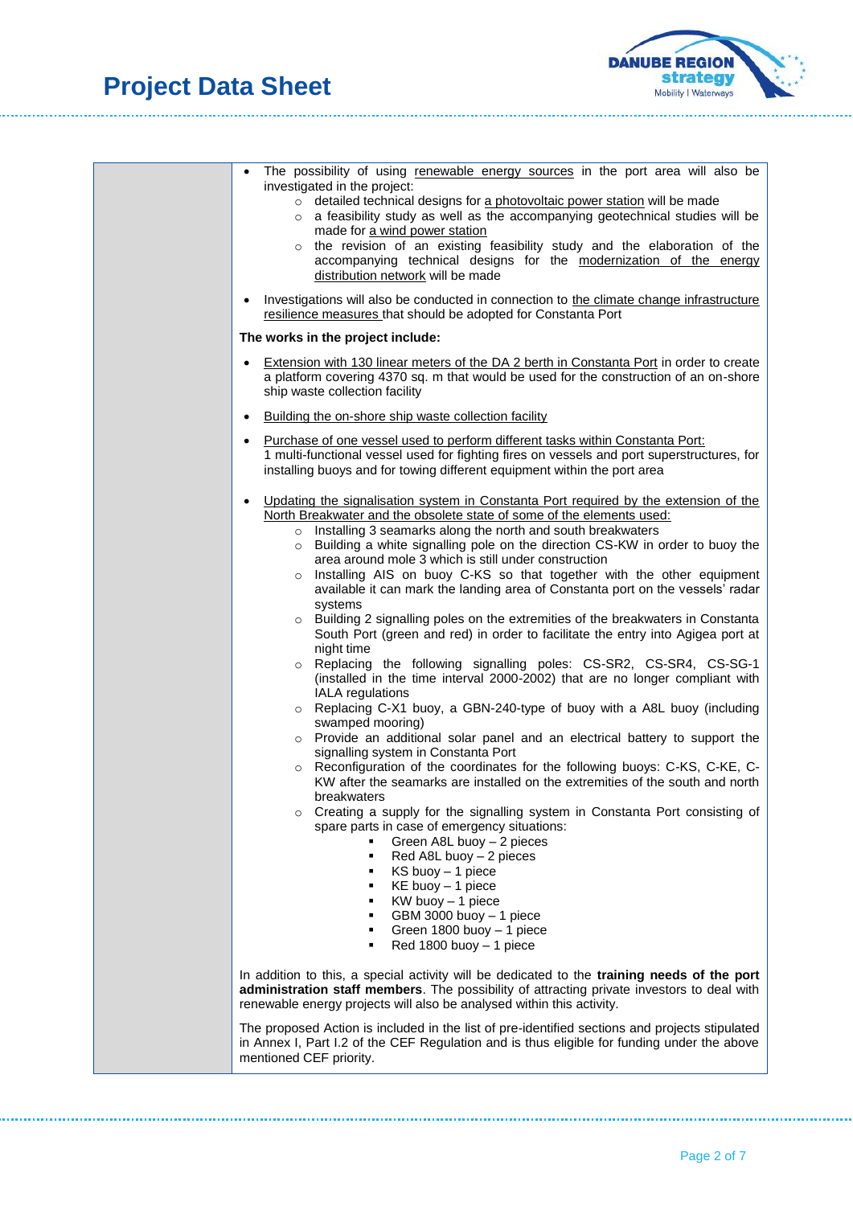- The possibility of using renewable energy sources in the port area will also be investigated in the project:
  - detailed technical designs for a photovoltaic power station will be made
  - a feasibility study as well as the accompanying geotechnical studies will be made for a wind power station
  - the revision of an existing feasibility study and the elaboration of the accompanying technical designs for the modernization of the energy distribution network will be made
- Investigations will also be conducted in connection to the climate change infrastructure resilience measures that should be adopted for Constanta Port

**The works in the project include:**

- Extension with 130 linear meters of the DA 2 berth in Constanta Port in order to create a platform covering 4370 sq. m that would be used for the construction of an on-shore ship waste collection facility
- Building the on-shore ship waste collection facility
- Purchase of one vessel used to perform different tasks within Constanta Port:
  1 multi-functional vessel used for fighting fires on vessels and port superstructures, for installing buoys and for towing different equipment within the port area
- Updating the signalisation system in Constanta Port required by the extension of the North Breakwater and the obsolete state of some of the elements used:
  - Installing 3 seamarks along the north and south breakwaters
  - Building a white signalling pole on the direction CS-KW in order to buoy the area around mole 3 which is still under construction
  - Installing AIS on buoy C-KS so that together with the other equipment available it can mark the landing area of Constanta port on the vessels' radar systems
  - Building 2 signalling poles on the extremities of the breakwaters in Constanta South Port (green and red) in order to facilitate the entry into Agigea port at night time
  - Replacing the following signalling poles: CS-SR2, CS-SR4, CS-SG-1 (installed in the time interval 2000-2002) that are no longer compliant with IALA regulations
  - Replacing C-X1 buoy, a GBN-240-type of buoy with a A8L buoy (including swamped mooring)
  - Provide an additional solar panel and an electrical battery to support the signalling system in Constanta Port
  - Reconfiguration of the coordinates for the following buoys: C-KS, C-KE, C-KW after the seamarks are installed on the extremities of the south and north breakwaters
  - Creating a supply for the signalling system in Constanta Port consisting of spare parts in case of emergency situations:
    - Green A8L buoy – 2 pieces
    - Red A8L buoy – 2 pieces
    - KS buoy – 1 piece
    - KE buoy – 1 piece
    - KW buoy – 1 piece
    - GBM 3000 buoy – 1 piece
    - Green 1800 buoy – 1 piece
    - Red 1800 buoy – 1 piece

In addition to this, a special activity will be dedicated to the **training needs of the port administration staff members**. The possibility of attracting private investors to deal with renewable energy projects will also be analysed within this activity.

The proposed Action is included in the list of pre-identified sections and projects stipulated in Annex I, Part I.2 of the CEF Regulation and is thus eligible for funding under the above mentioned CEF priority.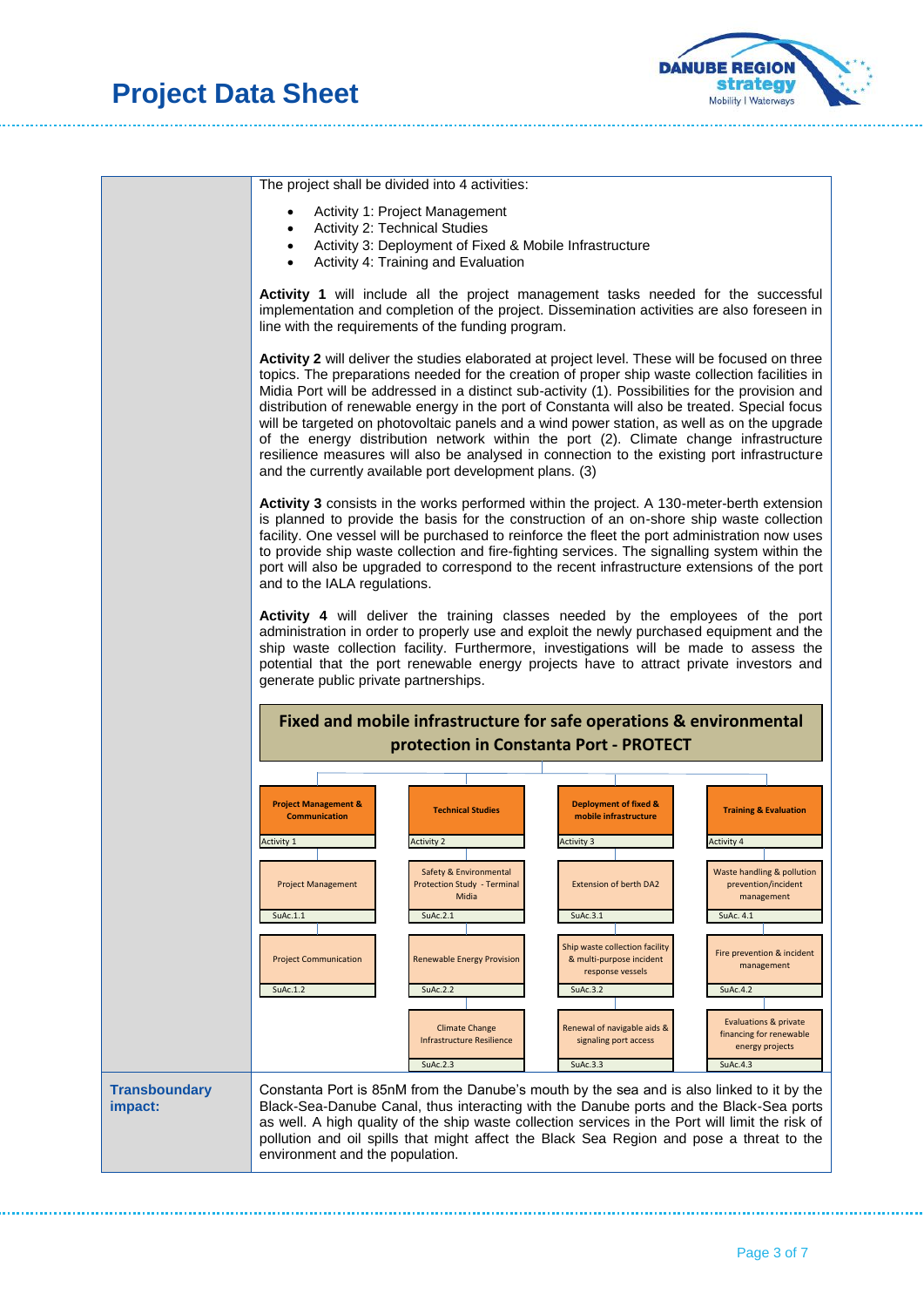The project shall be divided into 4 activities:

- Activity 1: Project Management
- Activity 2: Technical Studies
- Activity 3: Deployment of Fixed & Mobile Infrastructure
- Activity 4: Training and Evaluation

**Activity 1** will include all the project management tasks needed for the successful implementation and completion of the project. Dissemination activities are also foreseen in line with the requirements of the funding program.

**Activity 2** will deliver the studies elaborated at project level. These will be focused on three topics. The preparations needed for the creation of proper ship waste collection facilities in Midia Port will be addressed in a distinct sub-activity (1). Possibilities for the provision and distribution of renewable energy in the port of Constanta will also be treated. Special focus will be targeted on photovoltaic panels and a wind power station, as well as on the upgrade of the energy distribution network within the port (2). Climate change infrastructure resilience measures will also be analysed in connection to the existing port infrastructure and the currently available port development plans. (3)

**Activity 3** consists in the works performed within the project. A 130-meter-berth extension is planned to provide the basis for the construction of an on-shore ship waste collection facility. One vessel will be purchased to reinforce the fleet the port administration now uses to provide ship waste collection and fire-fighting services. The signalling system within the port will also be upgraded to correspond to the recent infrastructure extensions of the port and to the IALA regulations.

**Activity 4** will deliver the training classes needed by the employees of the port administration in order to properly use and exploit the newly purchased equipment and the ship waste collection facility. Furthermore, investigations will be made to assess the potential that the port renewable energy projects have to attract private investors and generate public private partnerships.

**Fixed and mobile infrastructure for safe operations & environmental protection in Constanta Port - PROTECT**

| Project Management & Communication (Activity 1) | Technical Studies (Activity 2) | Deployment of fixed & mobile infrastructure (Activity 3) | Training & Evaluation (Activity 4) |
|---|---|---|---|
| Project Management (SuAc.1.1) | Safety & Environmental Protection Study - Terminal Midia (SuAc.2.1) | Extension of berth DA2 (SuAc.3.1) | Waste handling & pollution prevention/incident management (SuAc. 4.1) |
| Project Communication (SuAc.1.2) | Renewable Energy Provision (SuAc.2.2) | Ship waste collection facility & multi-purpose incident response vessels (SuAc.3.2) | Fire prevention & incident management (SuAc.4.2) |
| | Climate Change Infrastructure Resilience (SuAc.2.3) | Renewal of navigable aids & signaling port access (SuAc.3.3) | Evaluations & private financing for renewable energy projects (SuAc.4.3) |

**Transboundary impact:**

Constanta Port is 85nM from the Danube's mouth by the sea and is also linked to it by the Black-Sea-Danube Canal, thus interacting with the Danube ports and the Black-Sea ports as well. A high quality of the ship waste collection services in the Port will limit the risk of pollution and oil spills that might affect the Black Sea Region and pose a threat to the environment and the population.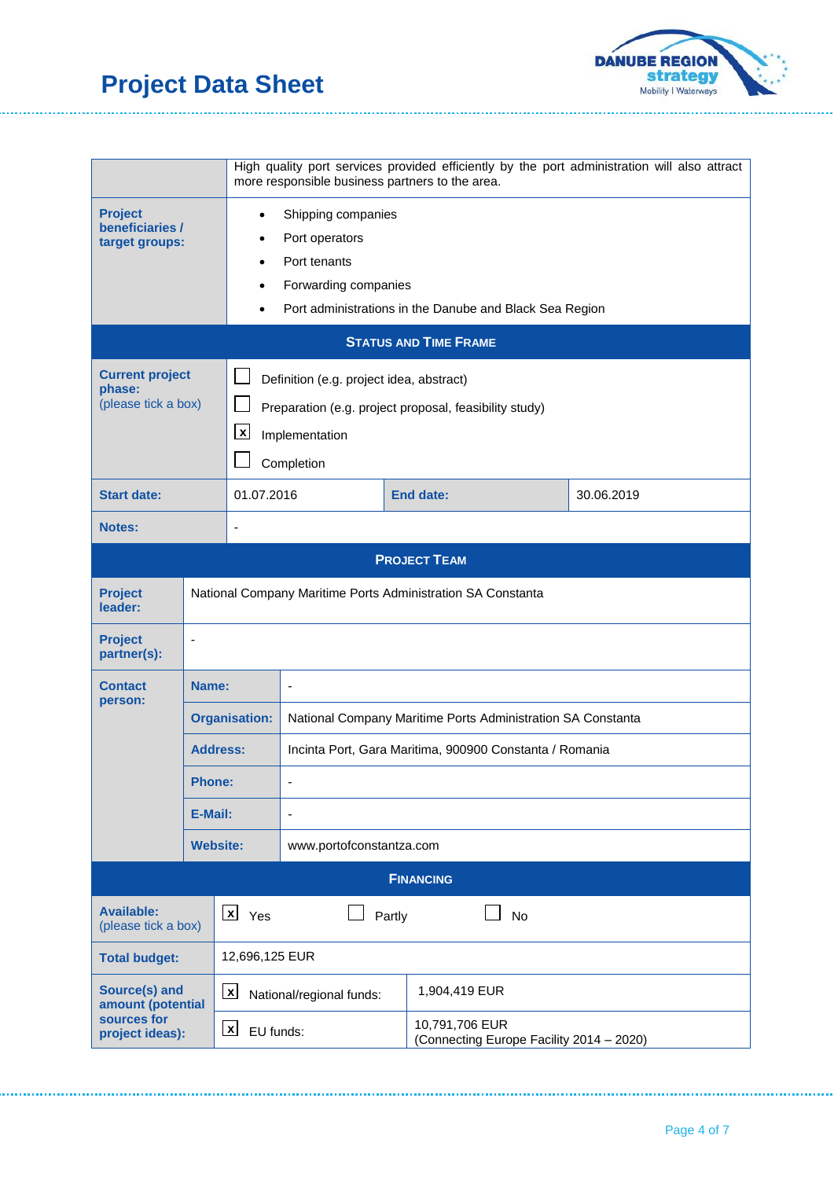# Project Data Sheet

| | |
|---|---|
| | High quality port services provided efficiently by the port administration will also attract more responsible business partners to the area. |
| **Project beneficiaries / target groups:** | • Shipping companies<br>• Port operators<br>• Port tenants<br>• Forwarding companies<br>• Port administrations in the Danube and Black Sea Region |

**STATUS AND TIME FRAME**

| | | | |
|---|---|---|---|
| **Current project phase:** (please tick a box) | ☐ Definition (e.g. project idea, abstract)<br>☐ Preparation (e.g. project proposal, feasibility study)<br>☒ Implementation<br>☐ Completion | | |
| **Start date:** | 01.07.2016 | **End date:** | 30.06.2019 |
| **Notes:** | - | | |

**PROJECT TEAM**

| | | |
|---|---|---|
| **Project leader:** | National Company Maritime Ports Administration SA Constanta | |
| **Project partner(s):** | - | |
| **Contact person:** | **Name:** | - |
| | **Organisation:** | National Company Maritime Ports Administration SA Constanta |
| | **Address:** | Incinta Port, Gara Maritima, 900900 Constanta / Romania |
| | **Phone:** | - |
| | **E-Mail:** | - |
| | **Website:** | www.portofconstantza.com |

**FINANCING**

| | | |
|---|---|---|
| **Available:** (please tick a box) | ☒ Yes ☐ Partly ☐ No | |
| **Total budget:** | 12,696,125 EUR | |
| **Source(s) and amount (potential sources for project ideas):** | ☒ National/regional funds: | 1,904,419 EUR |
| | ☒ EU funds: | 10,791,706 EUR (Connecting Europe Facility 2014 – 2020) |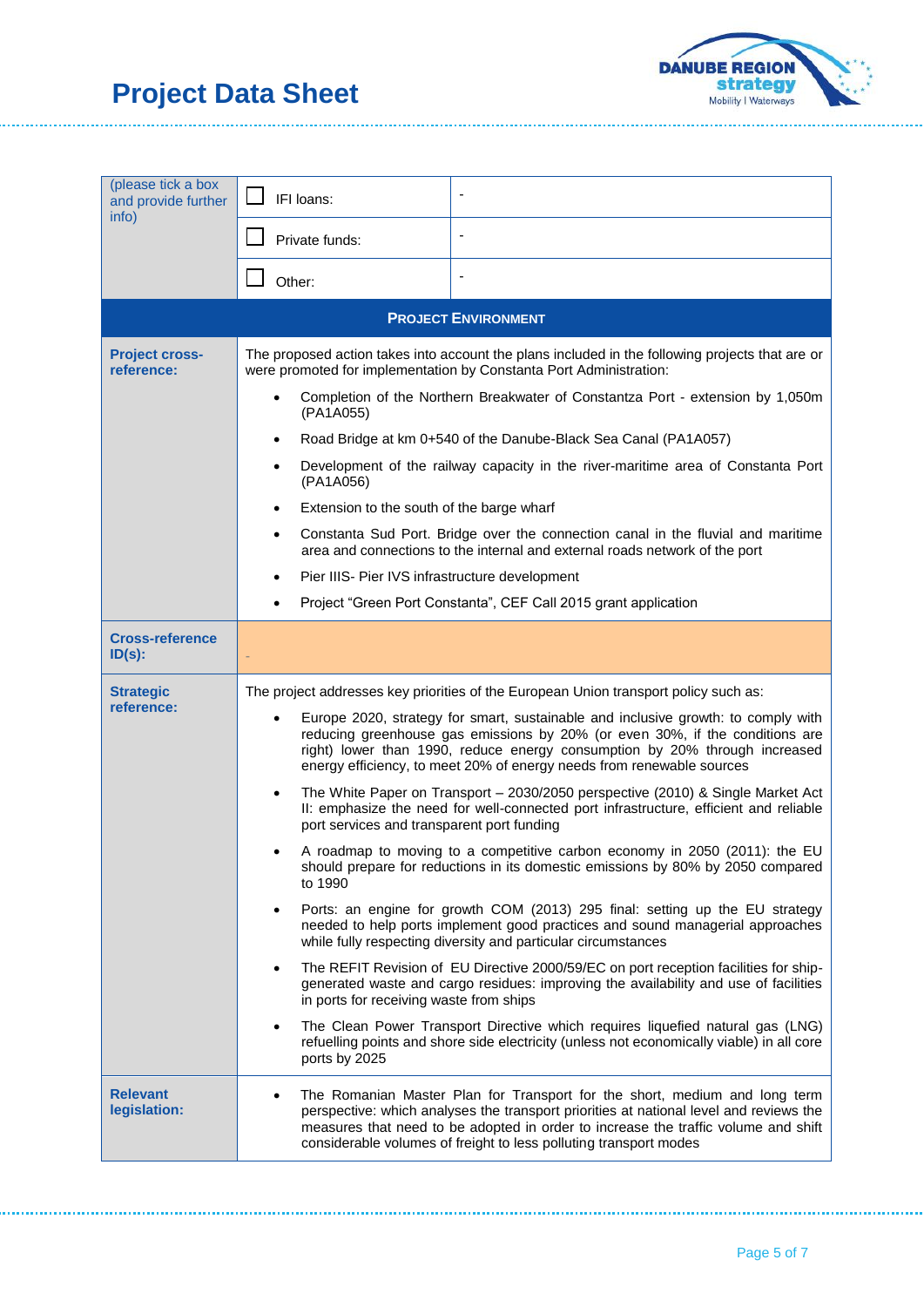# Project Data Sheet

| (please tick a box and provide further info) | ☐ IFI loans: | - |
|---|---|---|
| | ☐ Private funds: | - |
| | ☐ Other: | - |
| **PROJECT ENVIRONMENT** | | |
| **Project cross-reference:** | The proposed action takes into account the plans included in the following projects that are or were promoted for implementation by Constanta Port Administration:<br>• Completion of the Northern Breakwater of Constantza Port - extension by 1,050m (PA1A055)<br>• Road Bridge at km 0+540 of the Danube-Black Sea Canal (PA1A057)<br>• Development of the railway capacity in the river-maritime area of Constanta Port (PA1A056)<br>• Extension to the south of the barge wharf<br>• Constanta Sud Port. Bridge over the connection canal in the fluvial and maritime area and connections to the internal and external roads network of the port<br>• Pier IIIS- Pier IVS infrastructure development<br>• Project "Green Port Constanta", CEF Call 2015 grant application | |
| **Cross-reference ID(s):** | - | |
| **Strategic reference:** | The project addresses key priorities of the European Union transport policy such as:<br>• Europe 2020, strategy for smart, sustainable and inclusive growth: to comply with reducing greenhouse gas emissions by 20% (or even 30%, if the conditions are right) lower than 1990, reduce energy consumption by 20% through increased energy efficiency, to meet 20% of energy needs from renewable sources<br>• The White Paper on Transport – 2030/2050 perspective (2010) & Single Market Act II: emphasize the need for well-connected port infrastructure, efficient and reliable port services and transparent port funding<br>• A roadmap to moving to a competitive carbon economy in 2050 (2011): the EU should prepare for reductions in its domestic emissions by 80% by 2050 compared to 1990<br>• Ports: an engine for growth COM (2013) 295 final: setting up the EU strategy needed to help ports implement good practices and sound managerial approaches while fully respecting diversity and particular circumstances<br>• The REFIT Revision of EU Directive 2000/59/EC on port reception facilities for ship-generated waste and cargo residues: improving the availability and use of facilities in ports for receiving waste from ships<br>• The Clean Power Transport Directive which requires liquefied natural gas (LNG) refuelling points and shore side electricity (unless not economically viable) in all core ports by 2025 | |
| **Relevant legislation:** | • The Romanian Master Plan for Transport for the short, medium and long term perspective: which analyses the transport priorities at national level and reviews the measures that need to be adopted in order to increase the traffic volume and shift considerable volumes of freight to less polluting transport modes | |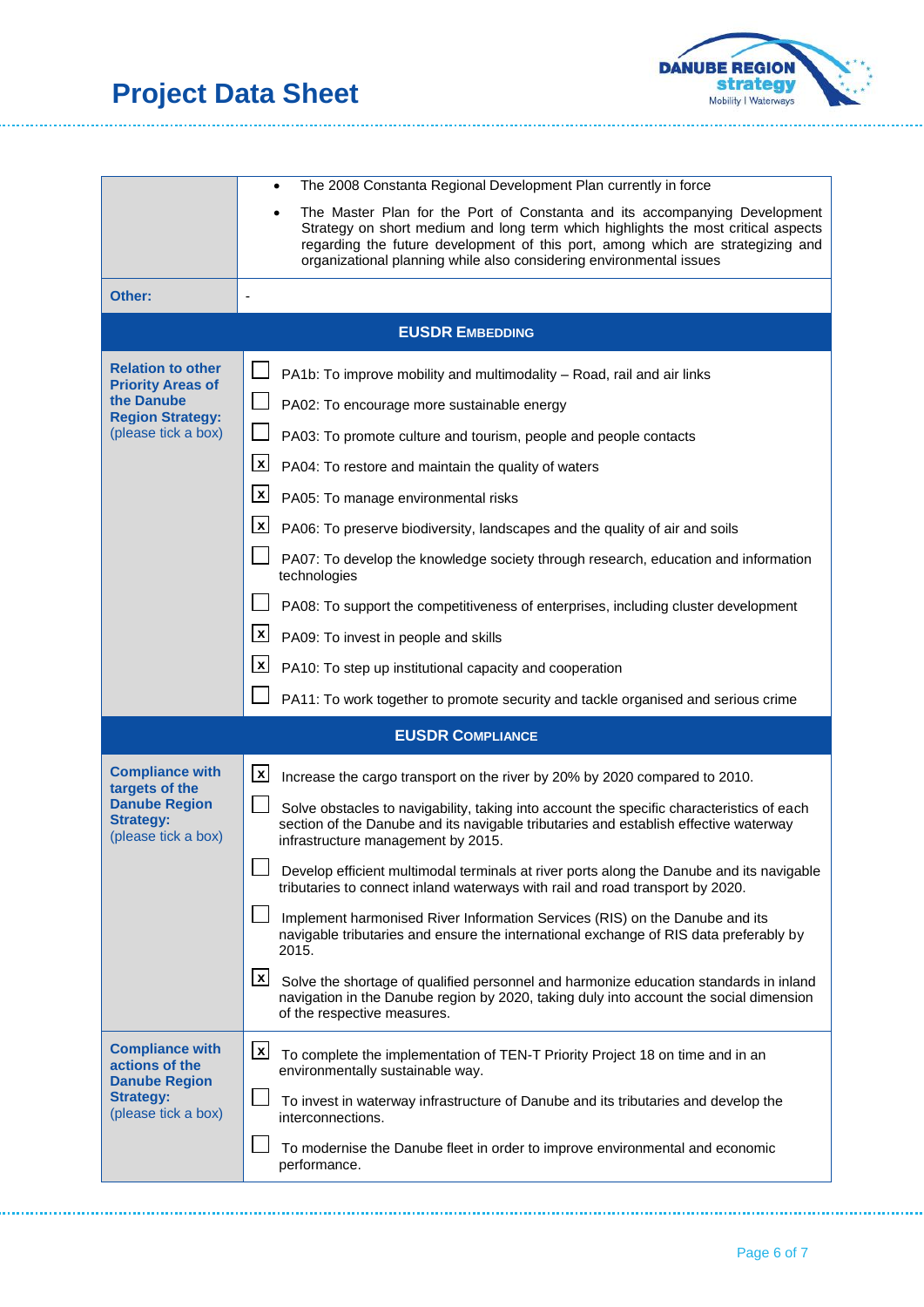| | |
|---|---|
| | • The 2008 Constanta Regional Development Plan currently in force<br>• The Master Plan for the Port of Constanta and its accompanying Development Strategy on short medium and long term which highlights the most critical aspects regarding the future development of this port, among which are strategizing and organizational planning while also considering environmental issues |
| **Other:** | - |
| **EUSDR EMBEDDING** | |
| **Relation to other Priority Areas of the Danube Region Strategy:** (please tick a box) | ☐ PA1b: To improve mobility and multimodality – Road, rail and air links<br>☐ PA02: To encourage more sustainable energy<br>☐ PA03: To promote culture and tourism, people and people contacts<br>☒ PA04: To restore and maintain the quality of waters<br>☒ PA05: To manage environmental risks<br>☒ PA06: To preserve biodiversity, landscapes and the quality of air and soils<br>☐ PA07: To develop the knowledge society through research, education and information technologies<br>☐ PA08: To support the competitiveness of enterprises, including cluster development<br>☒ PA09: To invest in people and skills<br>☒ PA10: To step up institutional capacity and cooperation<br>☐ PA11: To work together to promote security and tackle organised and serious crime |
| **EUSDR COMPLIANCE** | |
| **Compliance with targets of the Danube Region Strategy:** (please tick a box) | ☒ Increase the cargo transport on the river by 20% by 2020 compared to 2010.<br>☐ Solve obstacles to navigability, taking into account the specific characteristics of each section of the Danube and its navigable tributaries and establish effective waterway infrastructure management by 2015.<br>☐ Develop efficient multimodal terminals at river ports along the Danube and its navigable tributaries to connect inland waterways with rail and road transport by 2020.<br>☐ Implement harmonised River Information Services (RIS) on the Danube and its navigable tributaries and ensure the international exchange of RIS data preferably by 2015.<br>☒ Solve the shortage of qualified personnel and harmonize education standards in inland navigation in the Danube region by 2020, taking duly into account the social dimension of the respective measures. |
| **Compliance with actions of the Danube Region Strategy:** (please tick a box) | ☒ To complete the implementation of TEN-T Priority Project 18 on time and in an environmentally sustainable way.<br>☐ To invest in waterway infrastructure of Danube and its tributaries and develop the interconnections.<br>☐ To modernise the Danube fleet in order to improve environmental and economic performance. |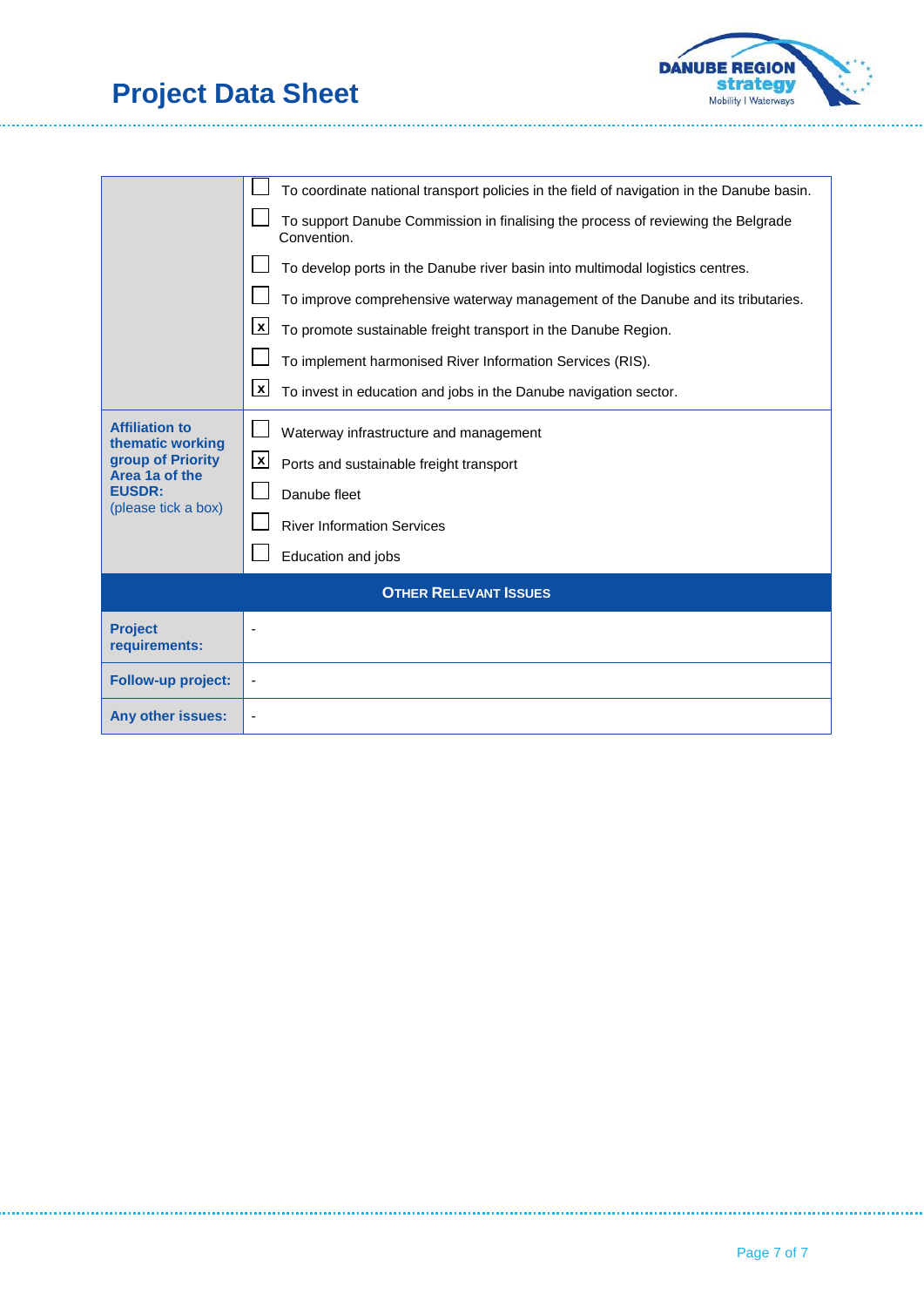# Project Data Sheet

| | |
|---|---|
| | ☐ To coordinate national transport policies in the field of navigation in the Danube basin.<br>☐ To support Danube Commission in finalising the process of reviewing the Belgrade Convention.<br>☐ To develop ports in the Danube river basin into multimodal logistics centres.<br>☐ To improve comprehensive waterway management of the Danube and its tributaries.<br>☒ To promote sustainable freight transport in the Danube Region.<br>☐ To implement harmonised River Information Services (RIS).<br>☒ To invest in education and jobs in the Danube navigation sector. |
| **Affiliation to thematic working group of Priority Area 1a of the EUSDR:** (please tick a box) | ☐ Waterway infrastructure and management<br>☒ Ports and sustainable freight transport<br>☐ Danube fleet<br>☐ River Information Services<br>☐ Education and jobs |
| **OTHER RELEVANT ISSUES** | |
| **Project requirements:** | - |
| **Follow-up project:** | - |
| **Any other issues:** | - |